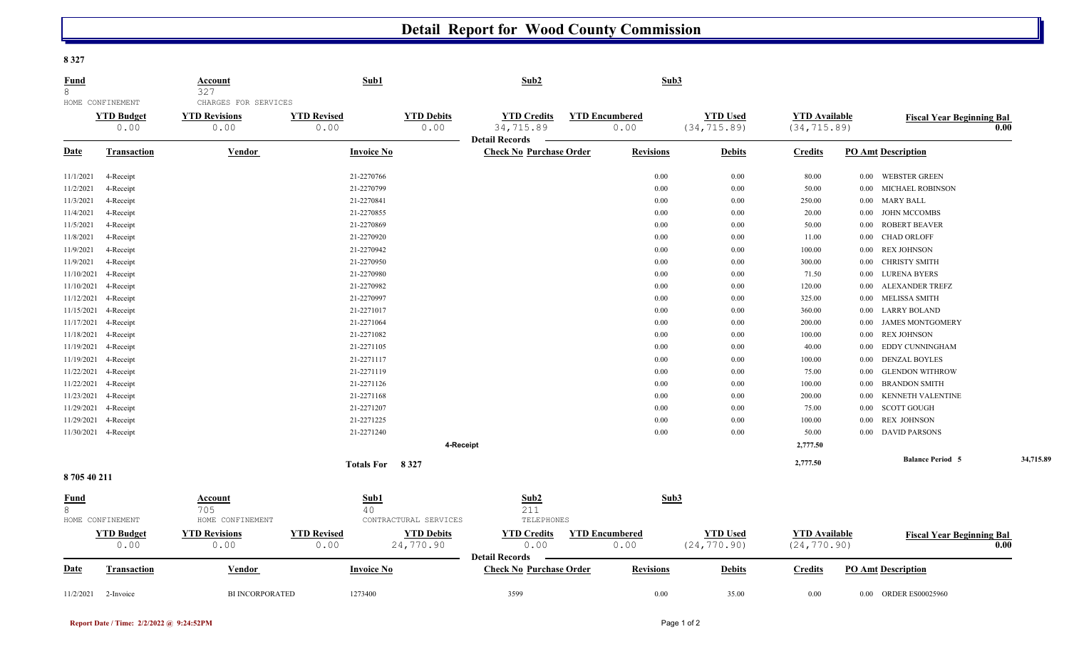# Detail Report for Wood County Commission

**8 327**

| Fund | Account | Sub1 | Sub2 | Sub3 |
|---|---|---|---|---|
| 8 | 327 | | | |
| HOME CONFINEMENT | CHARGES FOR SERVICES | | | |

| YTD Budget | YTD Revisions | YTD Revised | YTD Debits | YTD Credits | YTD Encumbered | YTD Used | YTD Available | Fiscal Year Beginning Bal |
|---|---|---|---|---|---|---|---|---|
| 0.00 | 0.00 | 0.00 | 0.00 | 34,715.89 | 0.00 | (34,715.89) | (34,715.89) | 0.00 |

**Detail Records**

| Date | Transaction | Vendor | Invoice No | Check No | Purchase Order | Revisions | Debits | Credits | PO Amt | Description |
|---|---|---|---|---|---|---|---|---|---|---|
| 11/1/2021 | 4-Receipt | | 21-2270766 | | | 0.00 | 0.00 | 80.00 | 0.00 | WEBSTER GREEN |
| 11/2/2021 | 4-Receipt | | 21-2270799 | | | 0.00 | 0.00 | 50.00 | 0.00 | MICHAEL ROBINSON |
| 11/3/2021 | 4-Receipt | | 21-2270841 | | | 0.00 | 0.00 | 250.00 | 0.00 | MARY BALL |
| 11/4/2021 | 4-Receipt | | 21-2270855 | | | 0.00 | 0.00 | 20.00 | 0.00 | JOHN MCCOMBS |
| 11/5/2021 | 4-Receipt | | 21-2270869 | | | 0.00 | 0.00 | 50.00 | 0.00 | ROBERT BEAVER |
| 11/8/2021 | 4-Receipt | | 21-2270920 | | | 0.00 | 0.00 | 11.00 | 0.00 | CHAD ORLOFF |
| 11/9/2021 | 4-Receipt | | 21-2270942 | | | 0.00 | 0.00 | 100.00 | 0.00 | REX JOHNSON |
| 11/9/2021 | 4-Receipt | | 21-2270950 | | | 0.00 | 0.00 | 300.00 | 0.00 | CHRISTY SMITH |
| 11/10/2021 | 4-Receipt | | 21-2270980 | | | 0.00 | 0.00 | 71.50 | 0.00 | LURENA BYERS |
| 11/10/2021 | 4-Receipt | | 21-2270982 | | | 0.00 | 0.00 | 120.00 | 0.00 | ALEXANDER TREFZ |
| 11/12/2021 | 4-Receipt | | 21-2270997 | | | 0.00 | 0.00 | 325.00 | 0.00 | MELISSA SMITH |
| 11/15/2021 | 4-Receipt | | 21-2271017 | | | 0.00 | 0.00 | 360.00 | 0.00 | LARRY BOLAND |
| 11/17/2021 | 4-Receipt | | 21-2271064 | | | 0.00 | 0.00 | 200.00 | 0.00 | JAMES MONTGOMERY |
| 11/18/2021 | 4-Receipt | | 21-2271082 | | | 0.00 | 0.00 | 100.00 | 0.00 | REX JOHNSON |
| 11/19/2021 | 4-Receipt | | 21-2271105 | | | 0.00 | 0.00 | 40.00 | 0.00 | EDDY CUNNINGHAM |
| 11/19/2021 | 4-Receipt | | 21-2271117 | | | 0.00 | 0.00 | 100.00 | 0.00 | DENZAL BOYLES |
| 11/22/2021 | 4-Receipt | | 21-2271119 | | | 0.00 | 0.00 | 75.00 | 0.00 | GLENDON WITHROW |
| 11/22/2021 | 4-Receipt | | 21-2271126 | | | 0.00 | 0.00 | 100.00 | 0.00 | BRANDON SMITH |
| 11/23/2021 | 4-Receipt | | 21-2271168 | | | 0.00 | 0.00 | 200.00 | 0.00 | KENNETH VALENTINE |
| 11/29/2021 | 4-Receipt | | 21-2271207 | | | 0.00 | 0.00 | 75.00 | 0.00 | SCOTT GOUGH |
| 11/29/2021 | 4-Receipt | | 21-2271225 | | | 0.00 | 0.00 | 100.00 | 0.00 | REX JOHNSON |
| 11/30/2021 | 4-Receipt | | 21-2271240 | | | 0.00 | 0.00 | 50.00 | 0.00 | DAVID PARSONS |
| | | | | 4-Receipt | | | | 2,777.50 | | |
| | | | Totals For 8 327 | | | | | 2,777.50 | | Balance Period 5 34,715.89 |

**8 705 40 211**

| Fund | Account | Sub1 | Sub2 | Sub3 |
|---|---|---|---|---|
| 8 | 705 | 40 | 211 | |
| HOME CONFINEMENT | HOME CONFINEMENT | CONTRACTURAL SERVICES | TELEPHONES | |

| YTD Budget | YTD Revisions | YTD Revised | YTD Debits | YTD Credits | YTD Encumbered | YTD Used | YTD Available | Fiscal Year Beginning Bal |
|---|---|---|---|---|---|---|---|---|
| 0.00 | 0.00 | 0.00 | 24,770.90 | 0.00 | 0.00 | (24,770.90) | (24,770.90) | 0.00 |

**Detail Records**

| Date | Transaction | Vendor | Invoice No | Check No | Purchase Order | Revisions | Debits | Credits | PO Amt | Description |
|---|---|---|---|---|---|---|---|---|---|---|
| 11/2/2021 | 2-Invoice | BI INCORPORATED | 1273400 | 3599 | | 0.00 | 35.00 | 0.00 | 0.00 | ORDER ES00025960 |

Report Date / Time: 2/2/2022 @ 9:24:52PM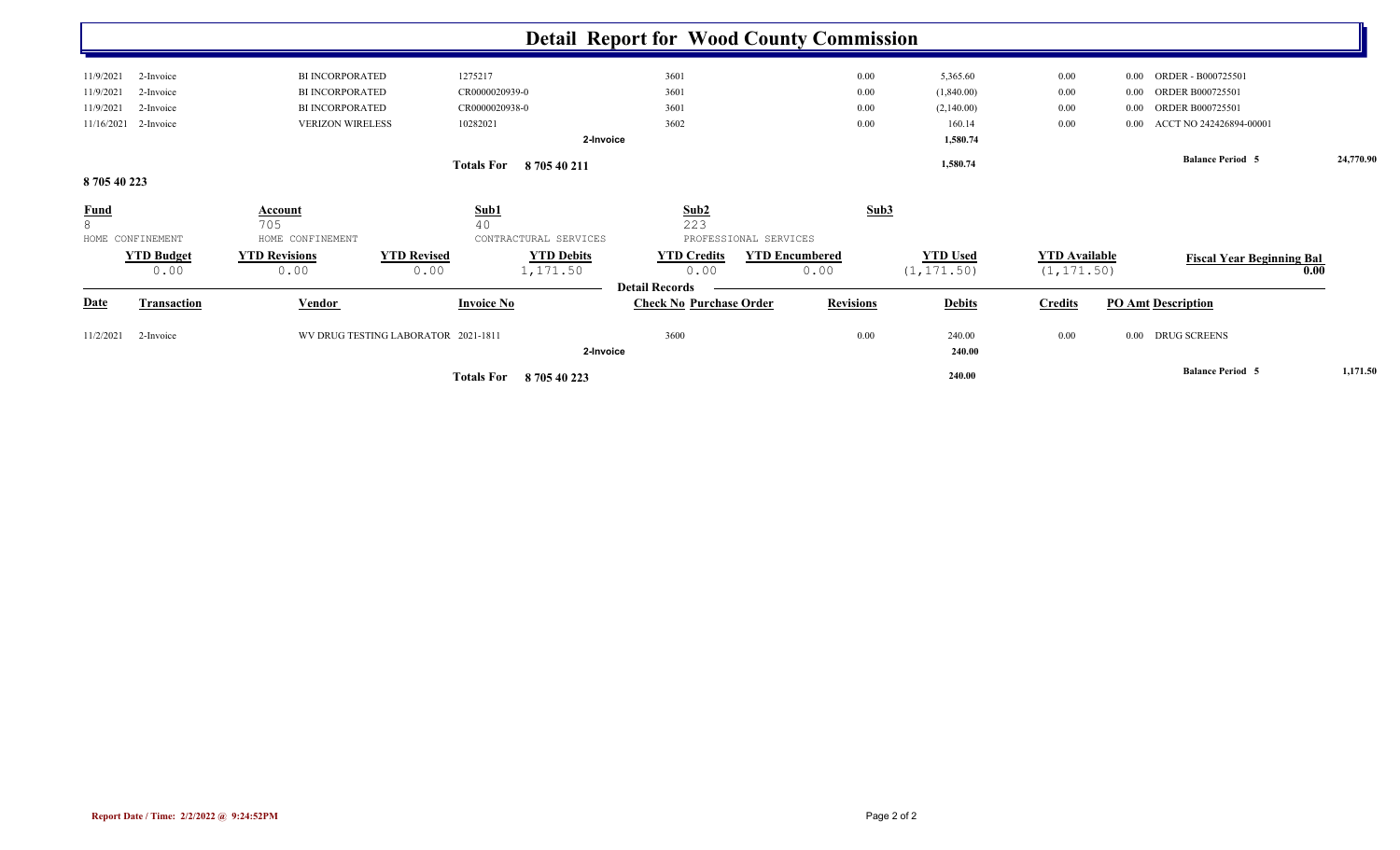# Detail Report for Wood County Commission

| Date | Transaction | Vendor | Invoice No | Check No Purchase Order | Revisions | Debits | Credits | PO Amt | Description |
|---|---|---|---|---|---|---|---|---|---|
| 11/9/2021 | 2-Invoice | BI INCORPORATED | 1275217 | 3601 | 0.00 | 5,365.60 | 0.00 | 0.00 | ORDER - B000725501 |
| 11/9/2021 | 2-Invoice | BI INCORPORATED | CR0000020939-0 | 3601 | 0.00 | (1,840.00) | 0.00 | 0.00 | ORDER B000725501 |
| 11/9/2021 | 2-Invoice | BI INCORPORATED | CR0000020938-0 | 3601 | 0.00 | (2,140.00) | 0.00 | 0.00 | ORDER B000725501 |
| 11/16/2021 | 2-Invoice | VERIZON WIRELESS | 10282021 | 3602 | 0.00 | 160.14 | 0.00 | 0.00 | ACCT NO 242426894-00001 |
| | | | 2-Invoice | | | 1,580.74 | | | |
| | | | Totals For 8 705 40 211 | | | 1,580.74 | | | Balance Period 5 24,770.90 |

**8 705 40 223**

| Fund | Account | Sub1 | Sub2 | Sub3 |
|---|---|---|---|---|
| 8 | 705 | 40 | 223 | |
| HOME CONFINEMENT | HOME CONFINEMENT | CONTRACTURAL SERVICES | PROFESSIONAL SERVICES | |

| YTD Budget | YTD Revisions | YTD Revised | YTD Debits | YTD Credits | YTD Encumbered | YTD Used | YTD Available | Fiscal Year Beginning Bal |
|---|---|---|---|---|---|---|---|---|
| 0.00 | 0.00 | 0.00 | 1,171.50 | 0.00 | 0.00 | (1,171.50) | (1,171.50) | 0.00 |

Detail Records

| Date | Transaction | Vendor | Invoice No | Check No Purchase Order | Revisions | Debits | Credits | PO Amt | Description |
|---|---|---|---|---|---|---|---|---|---|
| 11/2/2021 | 2-Invoice | WV DRUG TESTING LABORATOR | 2021-1811 | 3600 | 0.00 | 240.00 | 0.00 | 0.00 | DRUG SCREENS |
| | | | 2-Invoice | | | 240.00 | | | |
| | | | Totals For 8 705 40 223 | | | 240.00 | | | Balance Period 5 1,171.50 |

Report Date / Time: 2/2/2022 @ 9:24:52PM